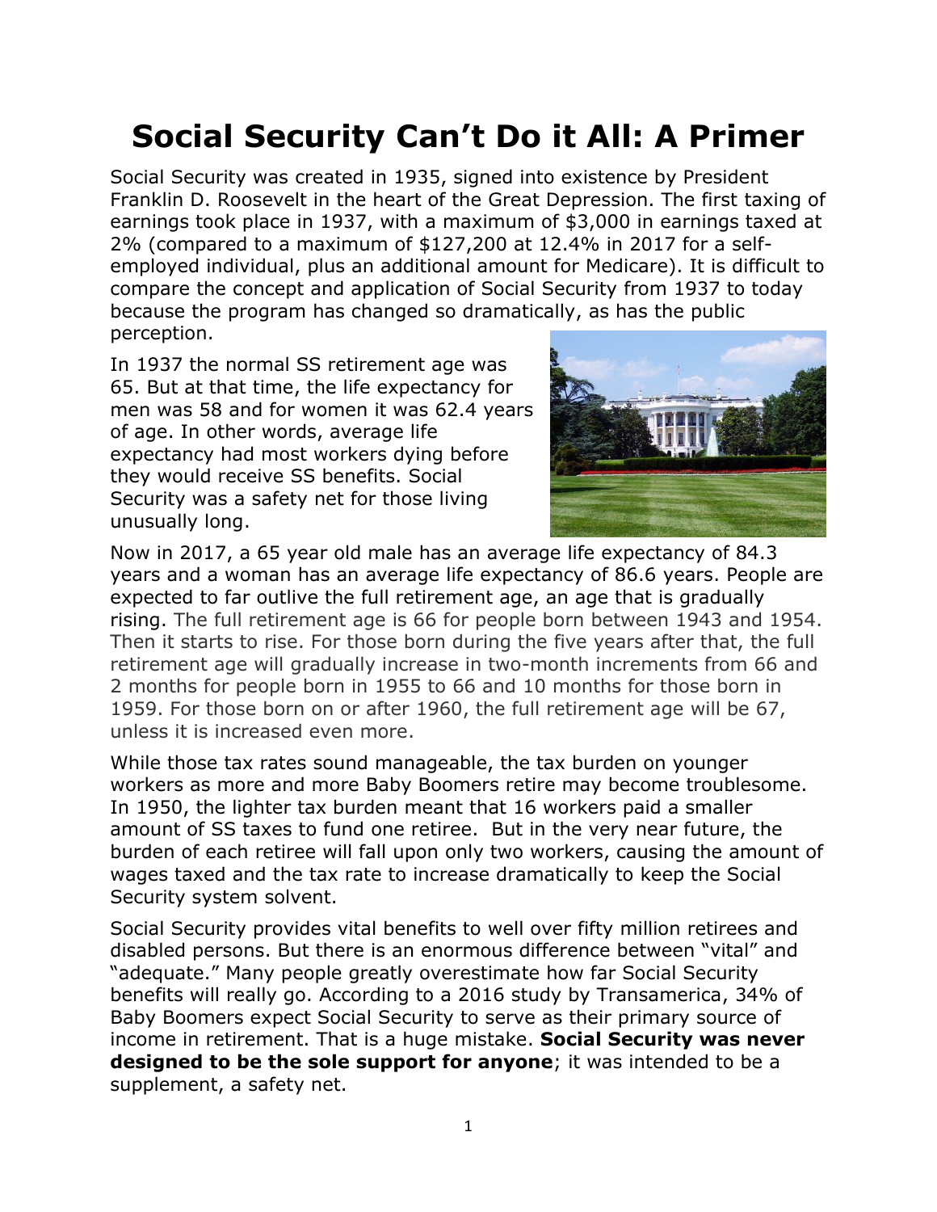# Social Security Can't Do it All: A Primer

Social Security was created in 1935, signed into existence by President Franklin D. Roosevelt in the heart of the Great Depression. The first taxing of earnings took place in 1937, with a maximum of $3,000 in earnings taxed at 2% (compared to a maximum of $127,200 at 12.4% in 2017 for a self-employed individual, plus an additional amount for Medicare). It is difficult to compare the concept and application of Social Security from 1937 to today because the program has changed so dramatically, as has the public perception.

In 1937 the normal SS retirement age was 65. But at that time, the life expectancy for men was 58 and for women it was 62.4 years of age. In other words, average life expectancy had most workers dying before they would receive SS benefits. Social Security was a safety net for those living unusually long.

Now in 2017, a 65 year old male has an average life expectancy of 84.3 years and a woman has an average life expectancy of 86.6 years. People are expected to far outlive the full retirement age, an age that is gradually rising. The full retirement age is 66 for people born between 1943 and 1954. Then it starts to rise. For those born during the five years after that, the full retirement age will gradually increase in two-month increments from 66 and 2 months for people born in 1955 to 66 and 10 months for those born in 1959. For those born on or after 1960, the full retirement age will be 67, unless it is increased even more.

While those tax rates sound manageable, the tax burden on younger workers as more and more Baby Boomers retire may become troublesome. In 1950, the lighter tax burden meant that 16 workers paid a smaller amount of SS taxes to fund one retiree. But in the very near future, the burden of each retiree will fall upon only two workers, causing the amount of wages taxed and the tax rate to increase dramatically to keep the Social Security system solvent.

Social Security provides vital benefits to well over fifty million retirees and disabled persons. But there is an enormous difference between "vital" and "adequate." Many people greatly overestimate how far Social Security benefits will really go. According to a 2016 study by Transamerica, 34% of Baby Boomers expect Social Security to serve as their primary source of income in retirement. That is a huge mistake. **Social Security was never designed to be the sole support for anyone**; it was intended to be a supplement, a safety net.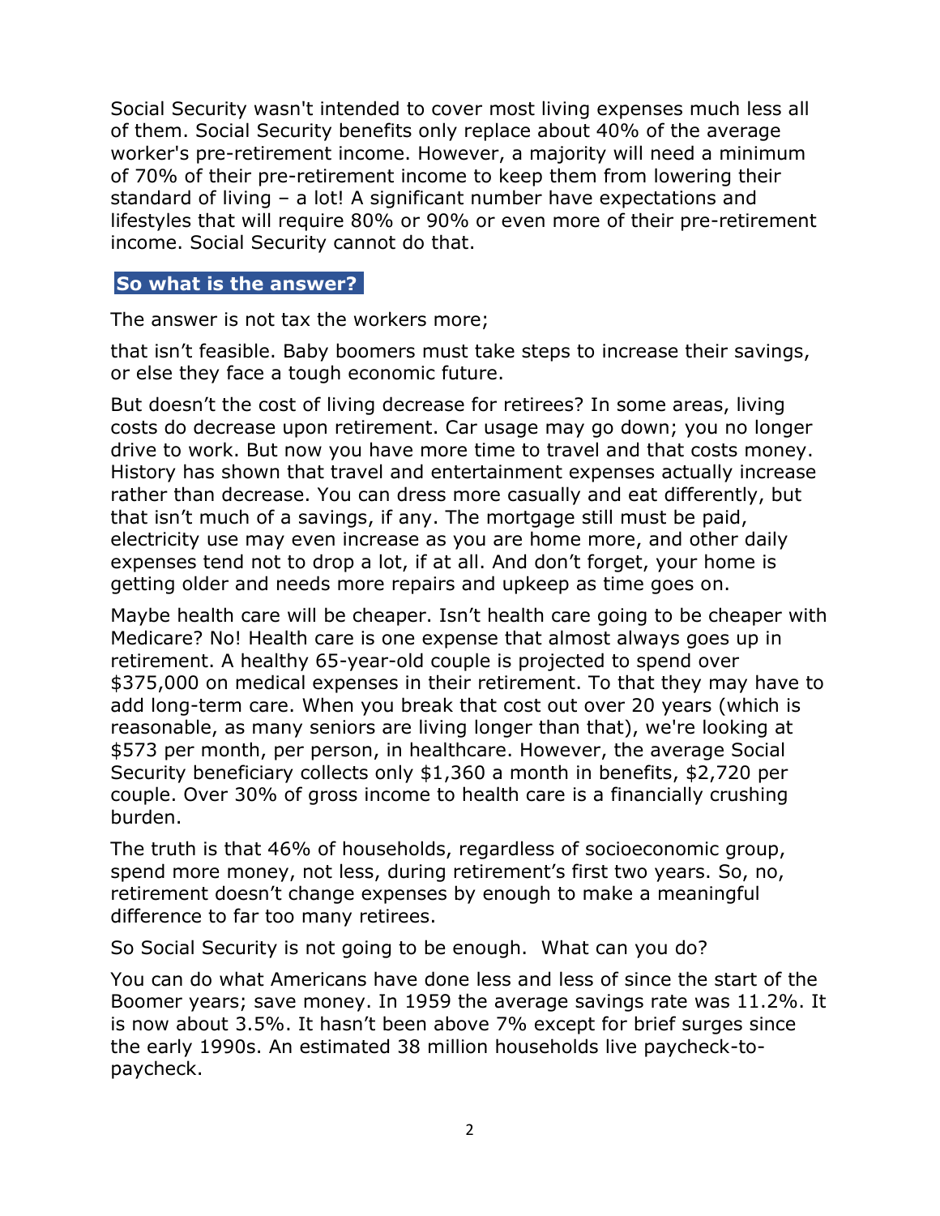Social Security wasn't intended to cover most living expenses much less all of them. Social Security benefits only replace about 40% of the average worker's pre-retirement income. However, a majority will need a minimum of 70% of their pre-retirement income to keep them from lowering their standard of living – a lot! A significant number have expectations and lifestyles that will require 80% or 90% or even more of their pre-retirement income. Social Security cannot do that.

## So what is the answer?

The answer is not tax the workers more;

that isn't feasible. Baby boomers must take steps to increase their savings, or else they face a tough economic future.

But doesn't the cost of living decrease for retirees? In some areas, living costs do decrease upon retirement. Car usage may go down; you no longer drive to work. But now you have more time to travel and that costs money. History has shown that travel and entertainment expenses actually increase rather than decrease. You can dress more casually and eat differently, but that isn't much of a savings, if any. The mortgage still must be paid, electricity use may even increase as you are home more, and other daily expenses tend not to drop a lot, if at all. And don't forget, your home is getting older and needs more repairs and upkeep as time goes on.

Maybe health care will be cheaper. Isn't health care going to be cheaper with Medicare? No! Health care is one expense that almost always goes up in retirement. A healthy 65-year-old couple is projected to spend over $375,000 on medical expenses in their retirement. To that they may have to add long-term care. When you break that cost out over 20 years (which is reasonable, as many seniors are living longer than that), we're looking at $573 per month, per person, in healthcare. However, the average Social Security beneficiary collects only $1,360 a month in benefits, $2,720 per couple. Over 30% of gross income to health care is a financially crushing burden.

The truth is that 46% of households, regardless of socioeconomic group, spend more money, not less, during retirement's first two years. So, no, retirement doesn't change expenses by enough to make a meaningful difference to far too many retirees.

So Social Security is not going to be enough. What can you do?

You can do what Americans have done less and less of since the start of the Boomer years; save money. In 1959 the average savings rate was 11.2%. It is now about 3.5%. It hasn't been above 7% except for brief surges since the early 1990s. An estimated 38 million households live paycheck-to-paycheck.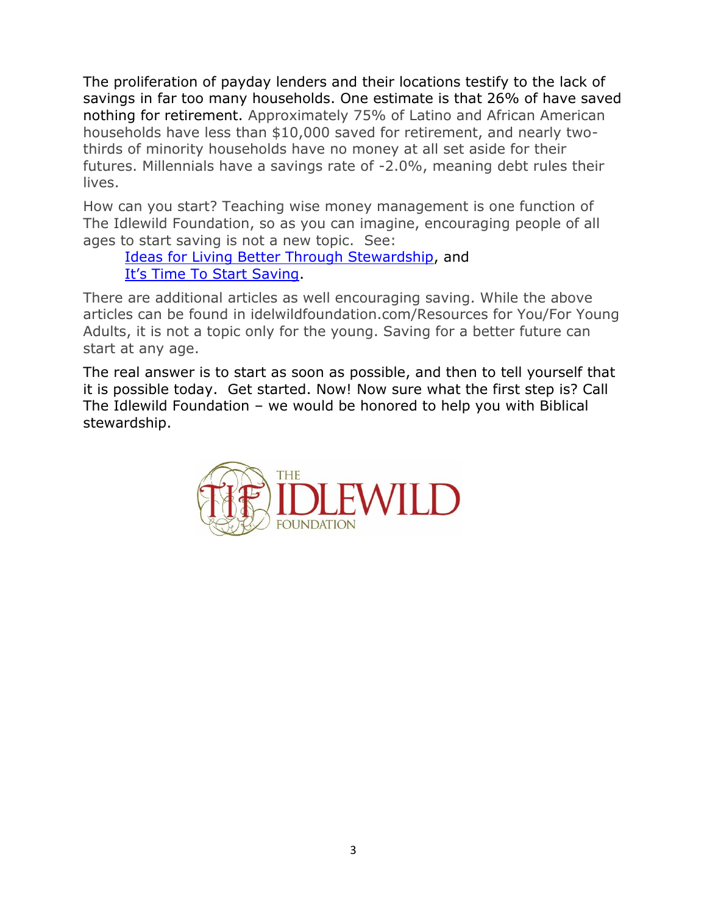The proliferation of payday lenders and their locations testify to the lack of savings in far too many households. One estimate is that 26% of have saved nothing for retirement. Approximately 75% of Latino and African American households have less than $10,000 saved for retirement, and nearly two-thirds of minority households have no money at all set aside for their futures. Millennials have a savings rate of -2.0%, meaning debt rules their lives.

How can you start? Teaching wise money management is one function of The Idlewild Foundation, so as you can imagine, encouraging people of all ages to start saving is not a new topic. See:

> [Ideas for Living Better Through Stewardship](), and
> [It's Time To Start Saving]().

There are additional articles as well encouraging saving. While the above articles can be found in idelwildfoundation.com/Resources for You/For Young Adults, it is not a topic only for the young. Saving for a better future can start at any age.

The real answer is to start as soon as possible, and then to tell yourself that it is possible today. Get started. Now! Now sure what the first step is? Call The Idlewild Foundation – we would be honored to help you with Biblical stewardship.

TIF THE IDLEWILD FOUNDATION